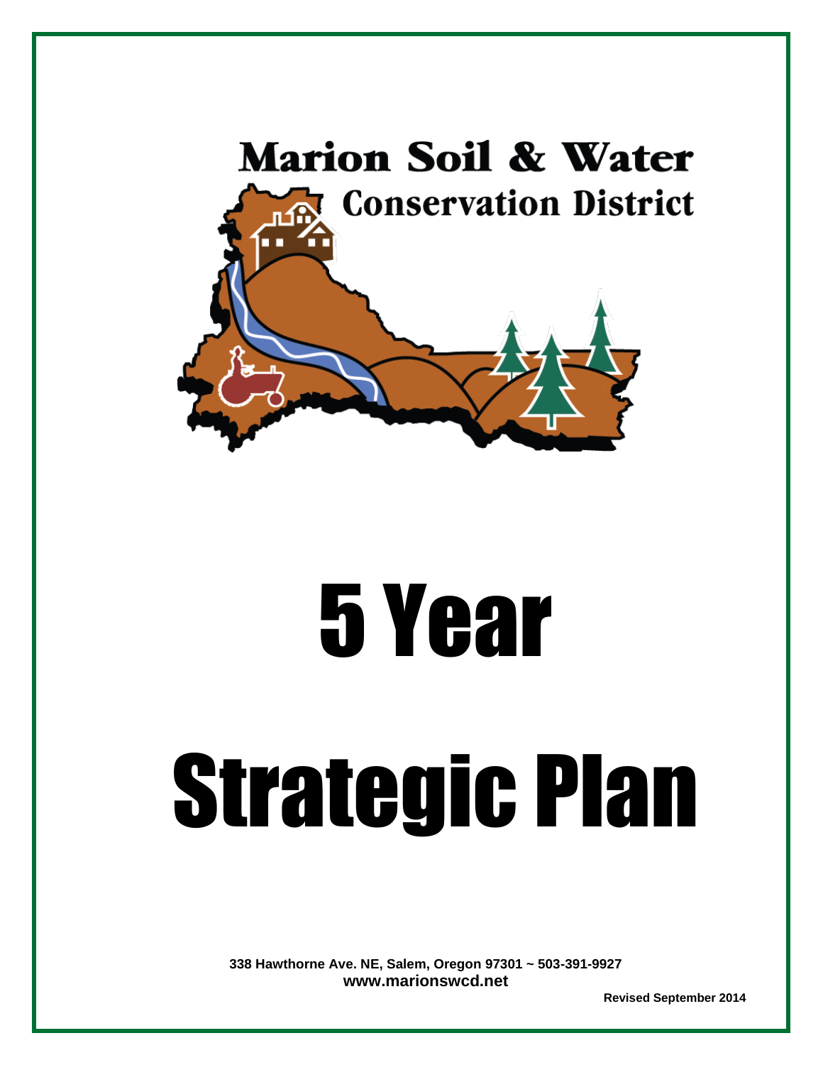Marion Soil & Water
Conservation District

# 5 Year

# Strategic Plan

**338 Hawthorne Ave. NE, Salem, Oregon 97301 ~ 503-391-9927**
**www.marionswcd.net**

**Revised September 2014**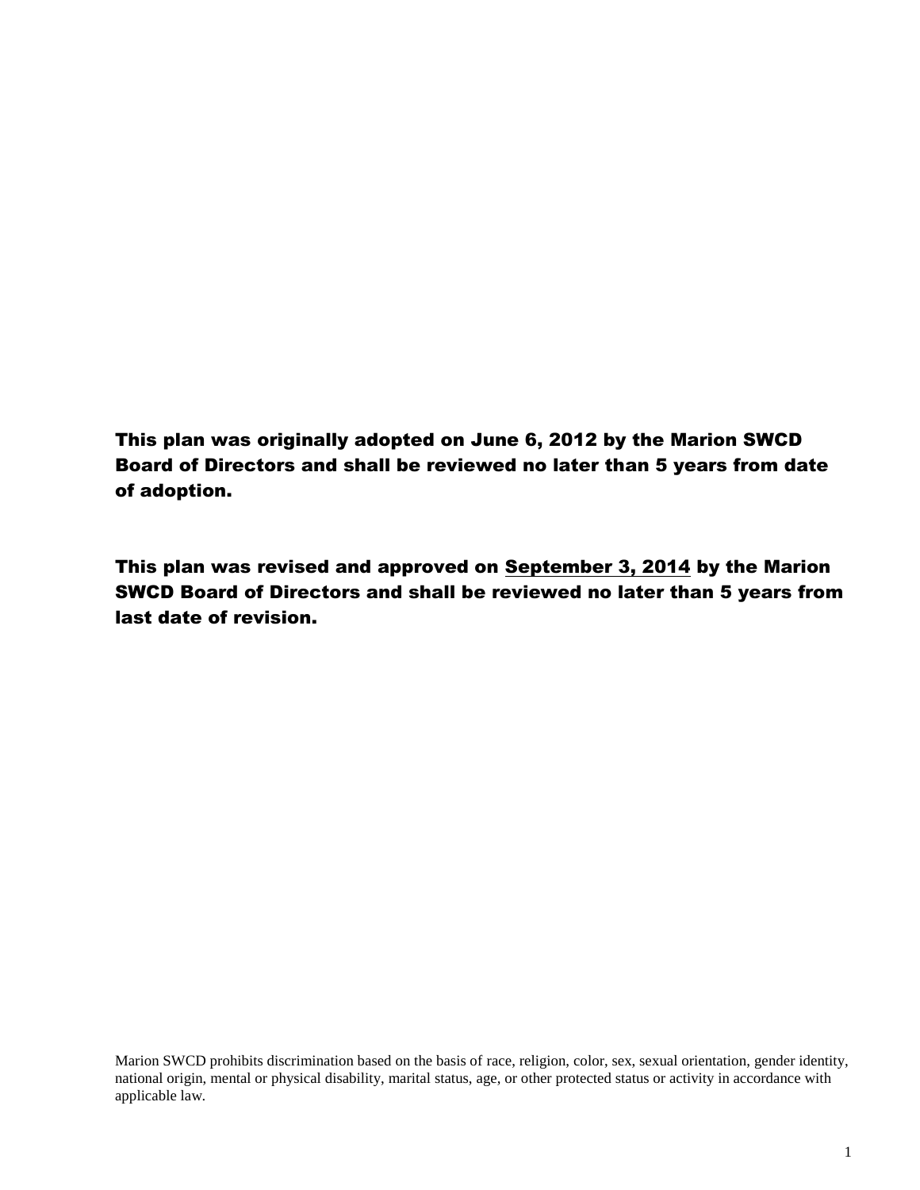**This plan was originally adopted on June 6, 2012 by the Marion SWCD Board of Directors and shall be reviewed no later than 5 years from date of adoption.**

**This plan was revised and approved on <u>September 3, 2014</u> by the Marion SWCD Board of Directors and shall be reviewed no later than 5 years from last date of revision.**

Marion SWCD prohibits discrimination based on the basis of race, religion, color, sex, sexual orientation, gender identity, national origin, mental or physical disability, marital status, age, or other protected status or activity in accordance with applicable law.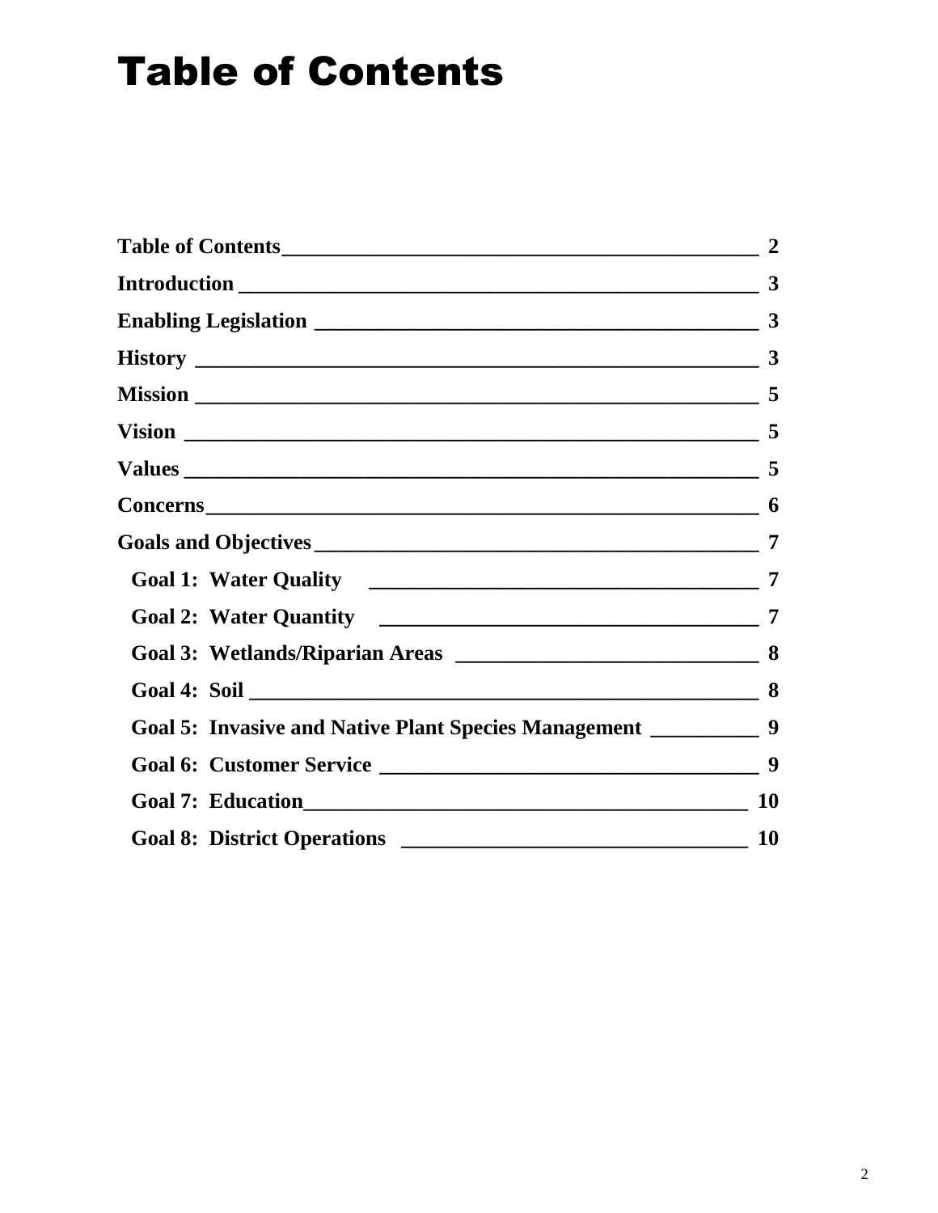# Table of Contents

| | |
|---|---|
| **Table of Contents** | **2** |
| **Introduction** | **3** |
| **Enabling Legislation** | **3** |
| **History** | **3** |
| **Mission** | **5** |
| **Vision** | **5** |
| **Values** | **5** |
| **Concerns** | **6** |
| **Goals and Objectives** | **7** |
| **Goal 1: Water Quality** | **7** |
| **Goal 2: Water Quantity** | **7** |
| **Goal 3: Wetlands/Riparian Areas** | **8** |
| **Goal 4: Soil** | **8** |
| **Goal 5: Invasive and Native Plant Species Management** | **9** |
| **Goal 6: Customer Service** | **9** |
| **Goal 7: Education** | **10** |
| **Goal 8: District Operations** | **10** |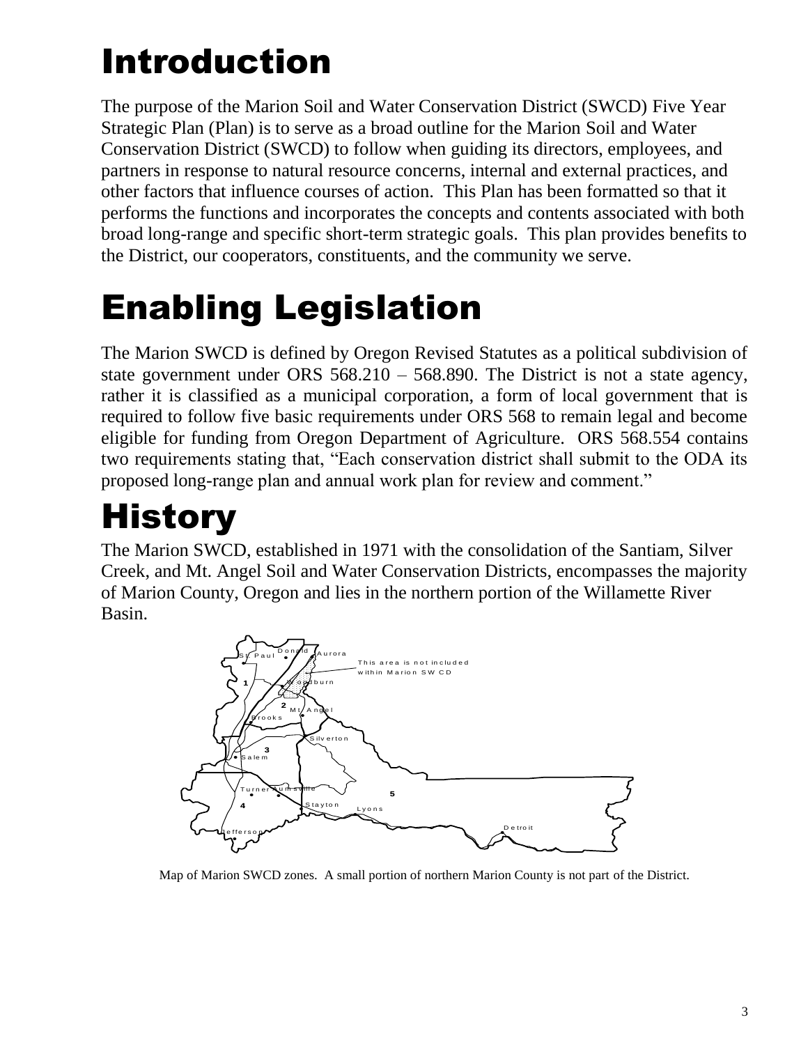# Introduction

The purpose of the Marion Soil and Water Conservation District (SWCD) Five Year Strategic Plan (Plan) is to serve as a broad outline for the Marion Soil and Water Conservation District (SWCD) to follow when guiding its directors, employees, and partners in response to natural resource concerns, internal and external practices, and other factors that influence courses of action. This Plan has been formatted so that it performs the functions and incorporates the concepts and contents associated with both broad long-range and specific short-term strategic goals. This plan provides benefits to the District, our cooperators, constituents, and the community we serve.

# Enabling Legislation

The Marion SWCD is defined by Oregon Revised Statutes as a political subdivision of state government under ORS 568.210 – 568.890. The District is not a state agency, rather it is classified as a municipal corporation, a form of local government that is required to follow five basic requirements under ORS 568 to remain legal and become eligible for funding from Oregon Department of Agriculture. ORS 568.554 contains two requirements stating that, "Each conservation district shall submit to the ODA its proposed long-range plan and annual work plan for review and comment."

# History

The Marion SWCD, established in 1971 with the consolidation of the Santiam, Silver Creek, and Mt. Angel Soil and Water Conservation Districts, encompasses the majority of Marion County, Oregon and lies in the northern portion of the Willamette River Basin.

Map of Marion SWCD zones. A small portion of northern Marion County is not part of the District.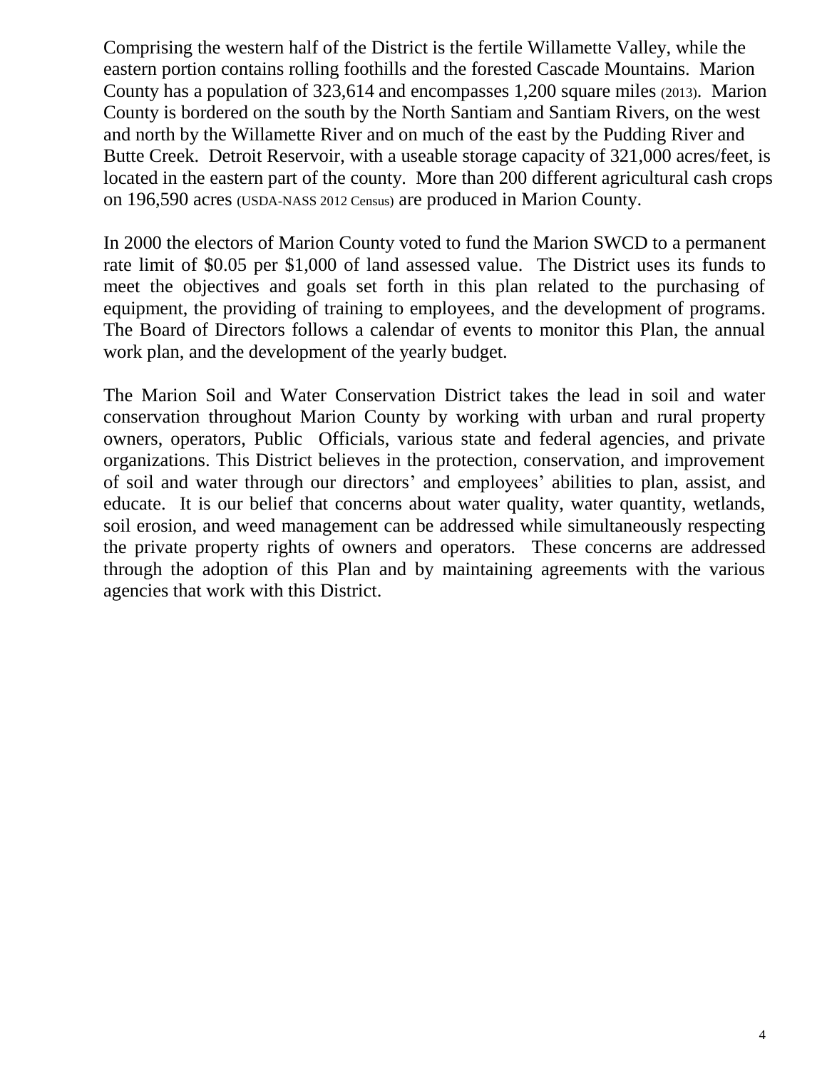Comprising the western half of the District is the fertile Willamette Valley, while the eastern portion contains rolling foothills and the forested Cascade Mountains. Marion County has a population of 323,614 and encompasses 1,200 square miles (2013). Marion County is bordered on the south by the North Santiam and Santiam Rivers, on the west and north by the Willamette River and on much of the east by the Pudding River and Butte Creek. Detroit Reservoir, with a useable storage capacity of 321,000 acres/feet, is located in the eastern part of the county. More than 200 different agricultural cash crops on 196,590 acres (USDA-NASS 2012 Census) are produced in Marion County.

In 2000 the electors of Marion County voted to fund the Marion SWCD to a permanent rate limit of $0.05 per $1,000 of land assessed value. The District uses its funds to meet the objectives and goals set forth in this plan related to the purchasing of equipment, the providing of training to employees, and the development of programs. The Board of Directors follows a calendar of events to monitor this Plan, the annual work plan, and the development of the yearly budget.

The Marion Soil and Water Conservation District takes the lead in soil and water conservation throughout Marion County by working with urban and rural property owners, operators, Public Officials, various state and federal agencies, and private organizations. This District believes in the protection, conservation, and improvement of soil and water through our directors' and employees' abilities to plan, assist, and educate. It is our belief that concerns about water quality, water quantity, wetlands, soil erosion, and weed management can be addressed while simultaneously respecting the private property rights of owners and operators. These concerns are addressed through the adoption of this Plan and by maintaining agreements with the various agencies that work with this District.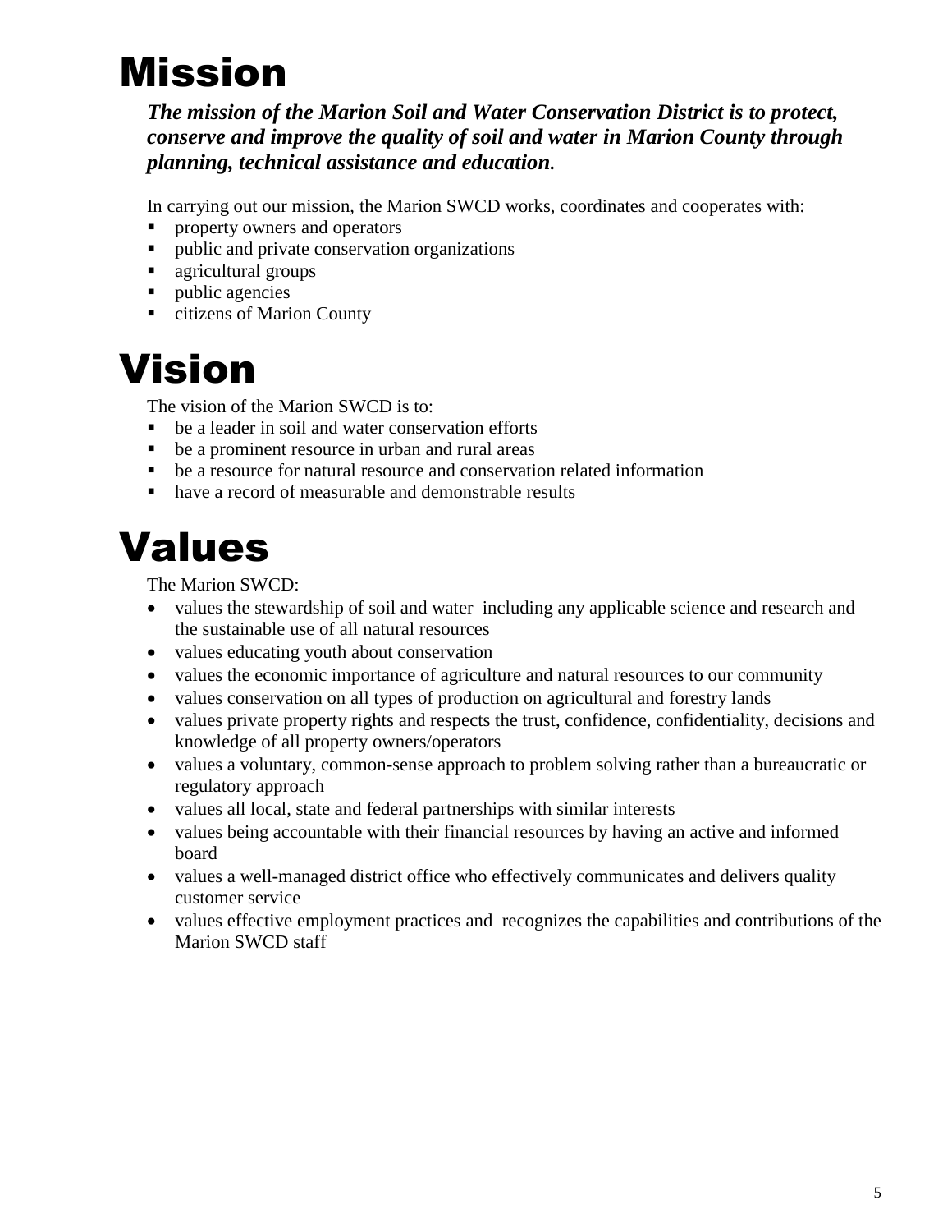# Mission

***The mission of the Marion Soil and Water Conservation District is to protect, conserve and improve the quality of soil and water in Marion County through planning, technical assistance and education.***

In carrying out our mission, the Marion SWCD works, coordinates and cooperates with:

- property owners and operators
- public and private conservation organizations
- agricultural groups
- public agencies
- citizens of Marion County

# Vision

The vision of the Marion SWCD is to:

- be a leader in soil and water conservation efforts
- be a prominent resource in urban and rural areas
- be a resource for natural resource and conservation related information
- have a record of measurable and demonstrable results

# Values

The Marion SWCD:

- values the stewardship of soil and water including any applicable science and research and the sustainable use of all natural resources
- values educating youth about conservation
- values the economic importance of agriculture and natural resources to our community
- values conservation on all types of production on agricultural and forestry lands
- values private property rights and respects the trust, confidence, confidentiality, decisions and knowledge of all property owners/operators
- values a voluntary, common-sense approach to problem solving rather than a bureaucratic or regulatory approach
- values all local, state and federal partnerships with similar interests
- values being accountable with their financial resources by having an active and informed board
- values a well-managed district office who effectively communicates and delivers quality customer service
- values effective employment practices and recognizes the capabilities and contributions of the Marion SWCD staff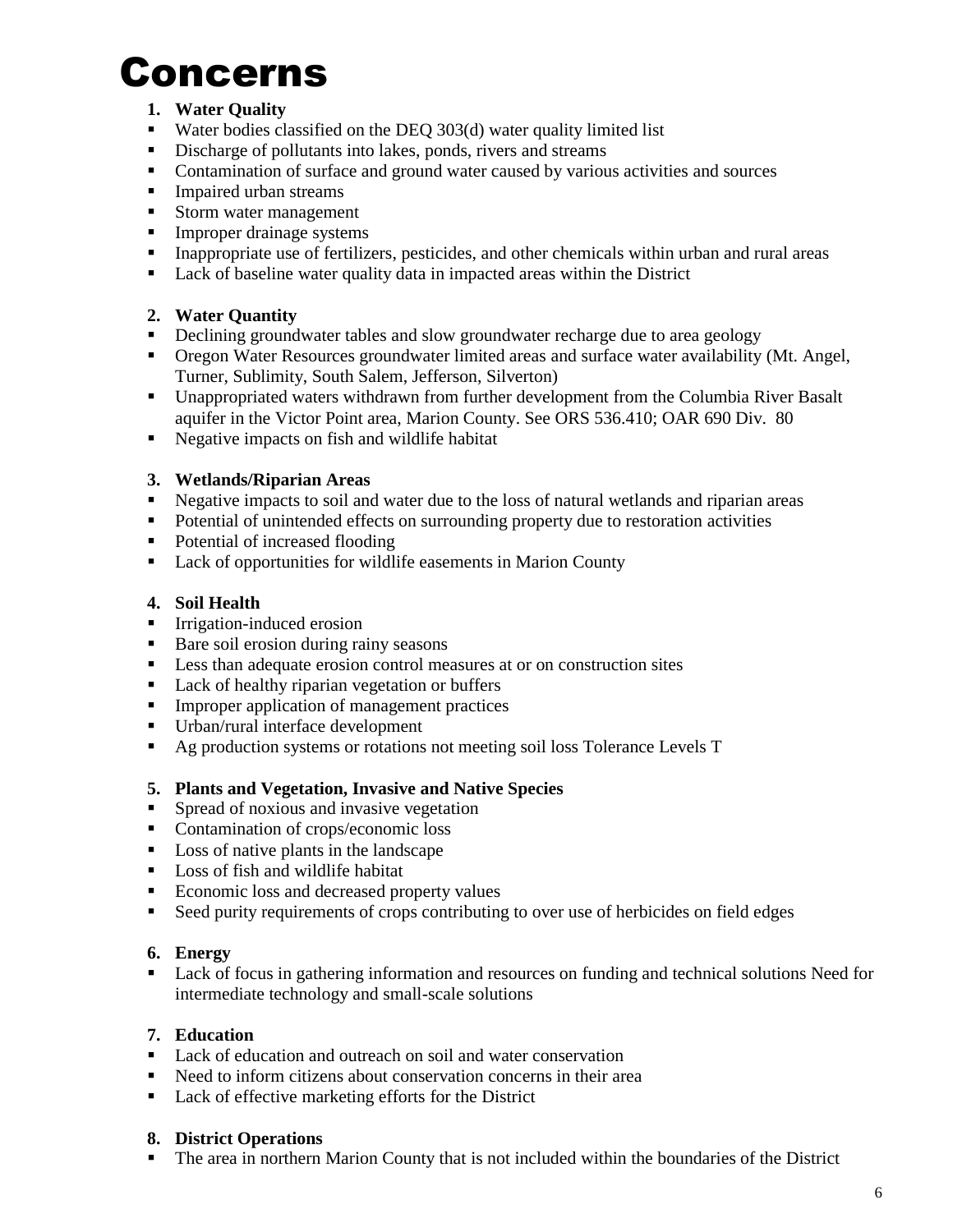# Concerns

1. **Water Quality**

- Water bodies classified on the DEQ 303(d) water quality limited list
- Discharge of pollutants into lakes, ponds, rivers and streams
- Contamination of surface and ground water caused by various activities and sources
- Impaired urban streams
- Storm water management
- Improper drainage systems
- Inappropriate use of fertilizers, pesticides, and other chemicals within urban and rural areas
- Lack of baseline water quality data in impacted areas within the District

2. **Water Quantity**

- Declining groundwater tables and slow groundwater recharge due to area geology
- Oregon Water Resources groundwater limited areas and surface water availability (Mt. Angel, Turner, Sublimity, South Salem, Jefferson, Silverton)
- Unappropriated waters withdrawn from further development from the Columbia River Basalt aquifer in the Victor Point area, Marion County. See ORS 536.410; OAR 690 Div. 80
- Negative impacts on fish and wildlife habitat

3. **Wetlands/Riparian Areas**

- Negative impacts to soil and water due to the loss of natural wetlands and riparian areas
- Potential of unintended effects on surrounding property due to restoration activities
- Potential of increased flooding
- Lack of opportunities for wildlife easements in Marion County

4. **Soil Health**

- Irrigation-induced erosion
- Bare soil erosion during rainy seasons
- Less than adequate erosion control measures at or on construction sites
- Lack of healthy riparian vegetation or buffers
- Improper application of management practices
- Urban/rural interface development
- Ag production systems or rotations not meeting soil loss Tolerance Levels T

5. **Plants and Vegetation, Invasive and Native Species**

- Spread of noxious and invasive vegetation
- Contamination of crops/economic loss
- Loss of native plants in the landscape
- Loss of fish and wildlife habitat
- Economic loss and decreased property values
- Seed purity requirements of crops contributing to over use of herbicides on field edges

6. **Energy**

- Lack of focus in gathering information and resources on funding and technical solutions Need for intermediate technology and small-scale solutions

7. **Education**

- Lack of education and outreach on soil and water conservation
- Need to inform citizens about conservation concerns in their area
- Lack of effective marketing efforts for the District

8. **District Operations**

- The area in northern Marion County that is not included within the boundaries of the District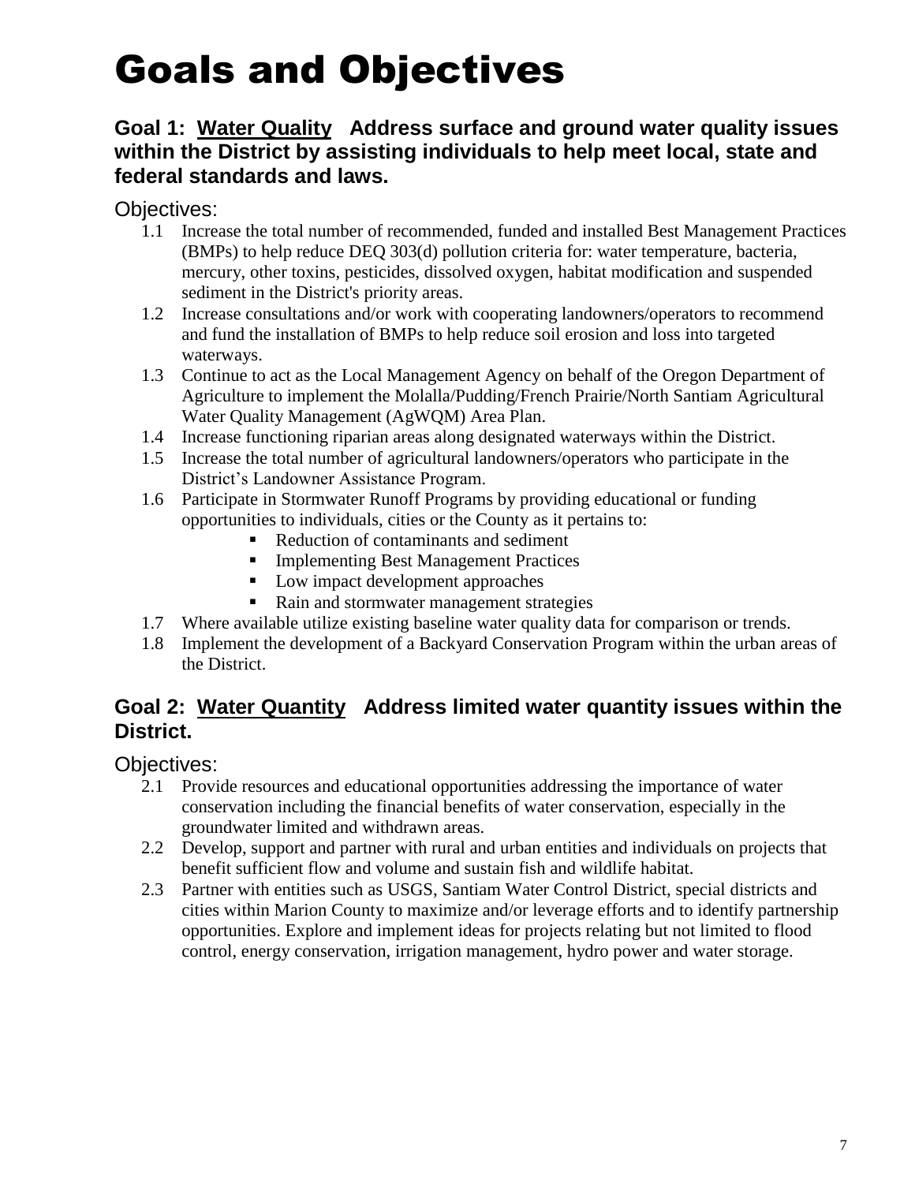# Goals and Objectives

## Goal 1: <u>Water Quality</u> Address surface and ground water quality issues within the District by assisting individuals to help meet local, state and federal standards and laws.

Objectives:

1.1 Increase the total number of recommended, funded and installed Best Management Practices (BMPs) to help reduce DEQ 303(d) pollution criteria for: water temperature, bacteria, mercury, other toxins, pesticides, dissolved oxygen, habitat modification and suspended sediment in the District's priority areas.

1.2 Increase consultations and/or work with cooperating landowners/operators to recommend and fund the installation of BMPs to help reduce soil erosion and loss into targeted waterways.

1.3 Continue to act as the Local Management Agency on behalf of the Oregon Department of Agriculture to implement the Molalla/Pudding/French Prairie/North Santiam Agricultural Water Quality Management (AgWQM) Area Plan.

1.4 Increase functioning riparian areas along designated waterways within the District.

1.5 Increase the total number of agricultural landowners/operators who participate in the District's Landowner Assistance Program.

1.6 Participate in Stormwater Runoff Programs by providing educational or funding opportunities to individuals, cities or the County as it pertains to:

- Reduction of contaminants and sediment
- Implementing Best Management Practices
- Low impact development approaches
- Rain and stormwater management strategies

1.7 Where available utilize existing baseline water quality data for comparison or trends.

1.8 Implement the development of a Backyard Conservation Program within the urban areas of the District.

## Goal 2: <u>Water Quantity</u> Address limited water quantity issues within the District.

Objectives:

2.1 Provide resources and educational opportunities addressing the importance of water conservation including the financial benefits of water conservation, especially in the groundwater limited and withdrawn areas.

2.2 Develop, support and partner with rural and urban entities and individuals on projects that benefit sufficient flow and volume and sustain fish and wildlife habitat.

2.3 Partner with entities such as USGS, Santiam Water Control District, special districts and cities within Marion County to maximize and/or leverage efforts and to identify partnership opportunities. Explore and implement ideas for projects relating but not limited to flood control, energy conservation, irrigation management, hydro power and water storage.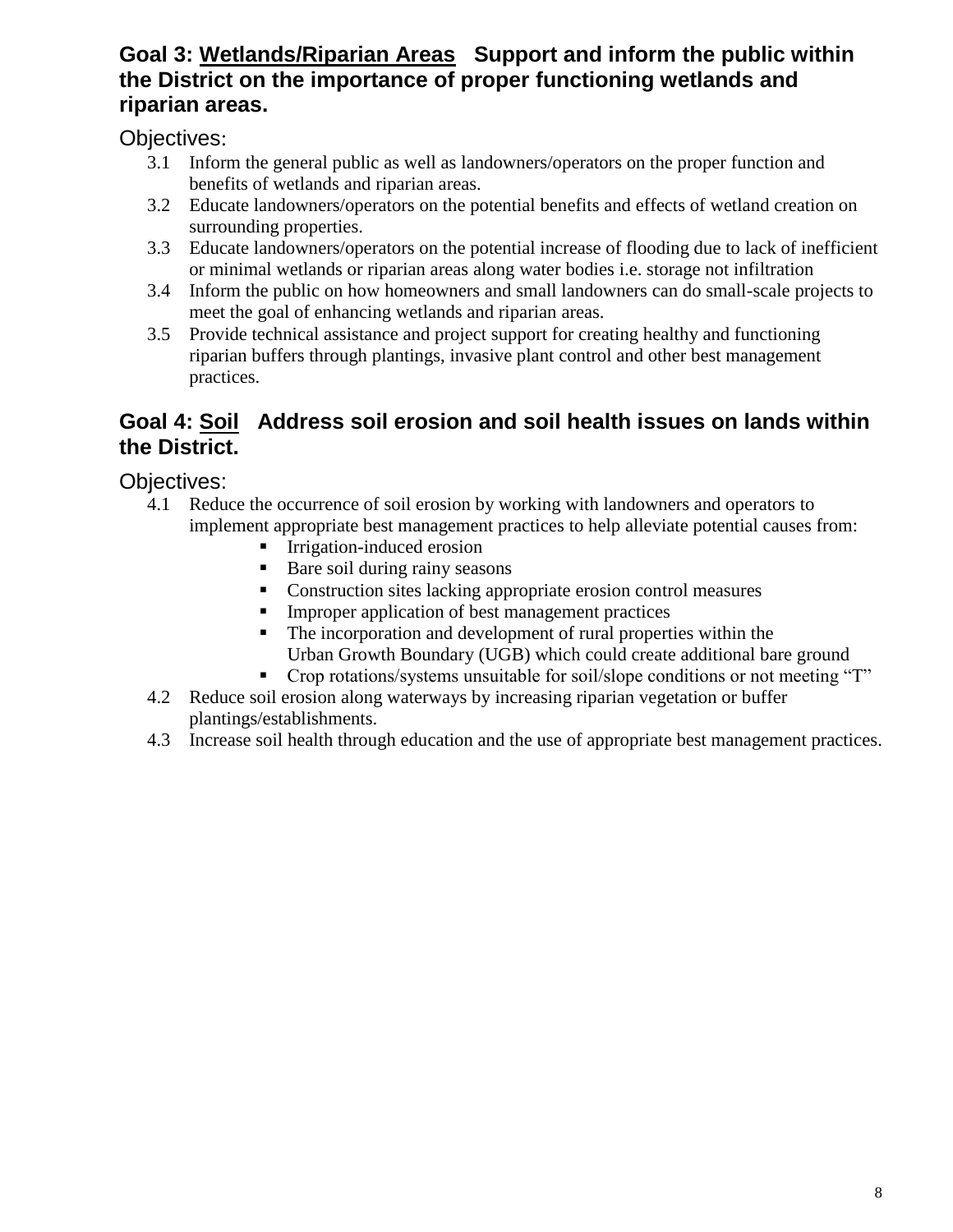## Goal 3: <u>Wetlands/Riparian Areas</u> Support and inform the public within the District on the importance of proper functioning wetlands and riparian areas.

Objectives:

3.1 Inform the general public as well as landowners/operators on the proper function and benefits of wetlands and riparian areas.

3.2 Educate landowners/operators on the potential benefits and effects of wetland creation on surrounding properties.

3.3 Educate landowners/operators on the potential increase of flooding due to lack of inefficient or minimal wetlands or riparian areas along water bodies i.e. storage not infiltration

3.4 Inform the public on how homeowners and small landowners can do small-scale projects to meet the goal of enhancing wetlands and riparian areas.

3.5 Provide technical assistance and project support for creating healthy and functioning riparian buffers through plantings, invasive plant control and other best management practices.

## Goal 4: <u>Soil</u> Address soil erosion and soil health issues on lands within the District.

Objectives:

4.1 Reduce the occurrence of soil erosion by working with landowners and operators to implement appropriate best management practices to help alleviate potential causes from:
   - Irrigation-induced erosion
   - Bare soil during rainy seasons
   - Construction sites lacking appropriate erosion control measures
   - Improper application of best management practices
   - The incorporation and development of rural properties within the Urban Growth Boundary (UGB) which could create additional bare ground
   - Crop rotations/systems unsuitable for soil/slope conditions or not meeting "T"

4.2 Reduce soil erosion along waterways by increasing riparian vegetation or buffer plantings/establishments.

4.3 Increase soil health through education and the use of appropriate best management practices.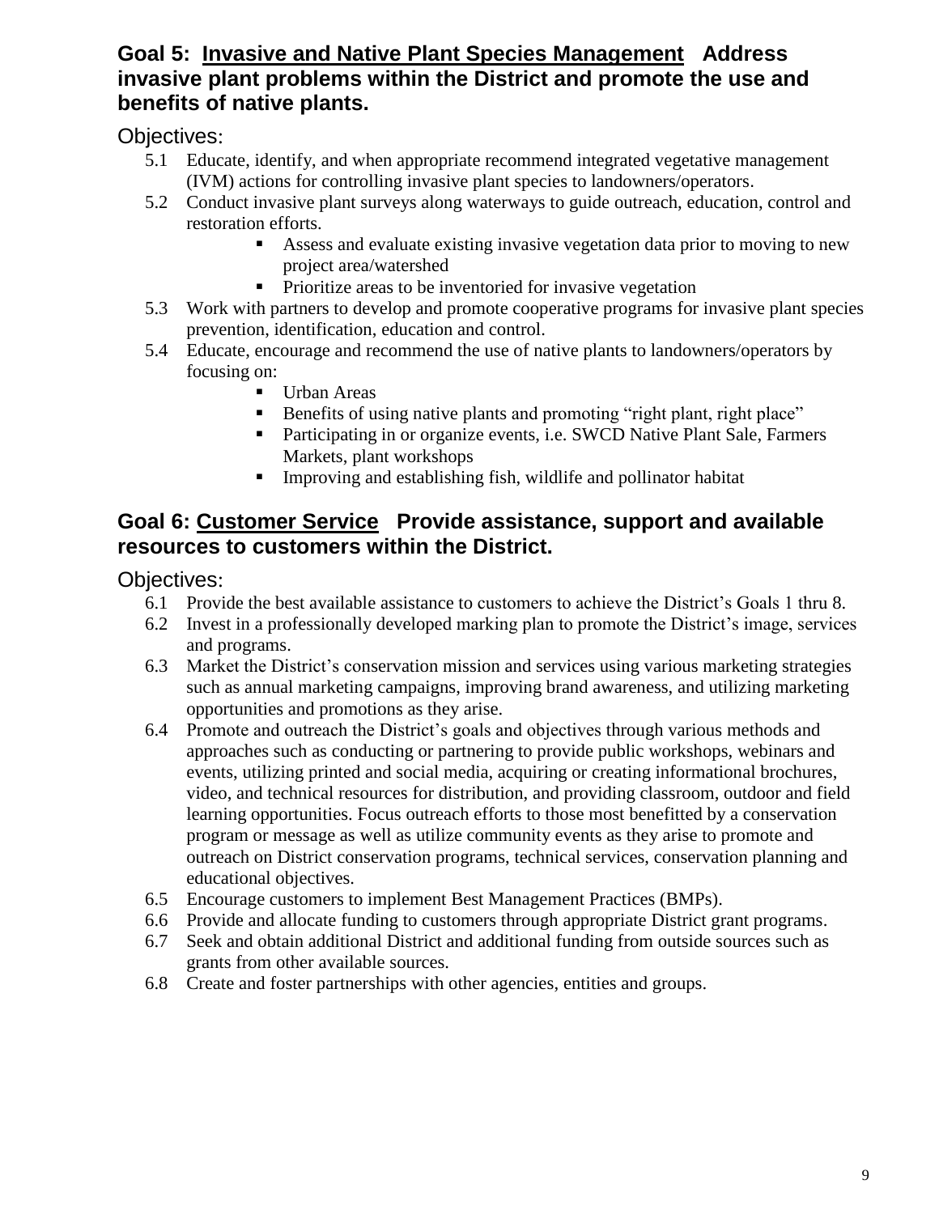## Goal 5: <u>Invasive and Native Plant Species Management</u> Address invasive plant problems within the District and promote the use and benefits of native plants.

Objectives:

5.1 Educate, identify, and when appropriate recommend integrated vegetative management (IVM) actions for controlling invasive plant species to landowners/operators.

5.2 Conduct invasive plant surveys along waterways to guide outreach, education, control and restoration efforts.
- Assess and evaluate existing invasive vegetation data prior to moving to new project area/watershed
- Prioritize areas to be inventoried for invasive vegetation

5.3 Work with partners to develop and promote cooperative programs for invasive plant species prevention, identification, education and control.

5.4 Educate, encourage and recommend the use of native plants to landowners/operators by focusing on:
- Urban Areas
- Benefits of using native plants and promoting "right plant, right place"
- Participating in or organize events, i.e. SWCD Native Plant Sale, Farmers Markets, plant workshops
- Improving and establishing fish, wildlife and pollinator habitat

## Goal 6: <u>Customer Service</u> Provide assistance, support and available resources to customers within the District.

Objectives:

6.1 Provide the best available assistance to customers to achieve the District's Goals 1 thru 8.

6.2 Invest in a professionally developed marking plan to promote the District's image, services and programs.

6.3 Market the District's conservation mission and services using various marketing strategies such as annual marketing campaigns, improving brand awareness, and utilizing marketing opportunities and promotions as they arise.

6.4 Promote and outreach the District's goals and objectives through various methods and approaches such as conducting or partnering to provide public workshops, webinars and events, utilizing printed and social media, acquiring or creating informational brochures, video, and technical resources for distribution, and providing classroom, outdoor and field learning opportunities. Focus outreach efforts to those most benefitted by a conservation program or message as well as utilize community events as they arise to promote and outreach on District conservation programs, technical services, conservation planning and educational objectives.

6.5 Encourage customers to implement Best Management Practices (BMPs).

6.6 Provide and allocate funding to customers through appropriate District grant programs.

6.7 Seek and obtain additional District and additional funding from outside sources such as grants from other available sources.

6.8 Create and foster partnerships with other agencies, entities and groups.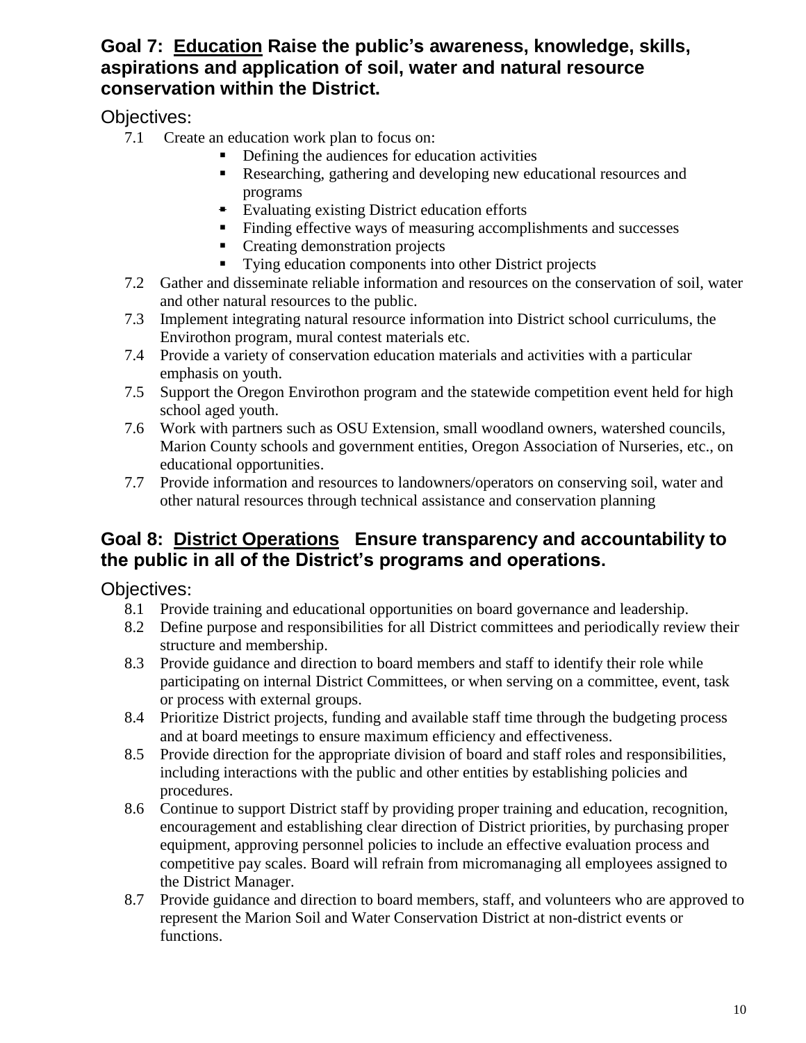## Goal 7: Education Raise the public's awareness, knowledge, skills, aspirations and application of soil, water and natural resource conservation within the District.

Objectives:

7.1 Create an education work plan to focus on:
- Defining the audiences for education activities
- Researching, gathering and developing new educational resources and programs
- Evaluating existing District education efforts
- Finding effective ways of measuring accomplishments and successes
- Creating demonstration projects
- Tying education components into other District projects

7.2 Gather and disseminate reliable information and resources on the conservation of soil, water and other natural resources to the public.

7.3 Implement integrating natural resource information into District school curriculums, the Envirothon program, mural contest materials etc.

7.4 Provide a variety of conservation education materials and activities with a particular emphasis on youth.

7.5 Support the Oregon Envirothon program and the statewide competition event held for high school aged youth.

7.6 Work with partners such as OSU Extension, small woodland owners, watershed councils, Marion County schools and government entities, Oregon Association of Nurseries, etc., on educational opportunities.

7.7 Provide information and resources to landowners/operators on conserving soil, water and other natural resources through technical assistance and conservation planning

## Goal 8: District Operations Ensure transparency and accountability to the public in all of the District's programs and operations.

Objectives:

8.1 Provide training and educational opportunities on board governance and leadership.

8.2 Define purpose and responsibilities for all District committees and periodically review their structure and membership.

8.3 Provide guidance and direction to board members and staff to identify their role while participating on internal District Committees, or when serving on a committee, event, task or process with external groups.

8.4 Prioritize District projects, funding and available staff time through the budgeting process and at board meetings to ensure maximum efficiency and effectiveness.

8.5 Provide direction for the appropriate division of board and staff roles and responsibilities, including interactions with the public and other entities by establishing policies and procedures.

8.6 Continue to support District staff by providing proper training and education, recognition, encouragement and establishing clear direction of District priorities, by purchasing proper equipment, approving personnel policies to include an effective evaluation process and competitive pay scales. Board will refrain from micromanaging all employees assigned to the District Manager.

8.7 Provide guidance and direction to board members, staff, and volunteers who are approved to represent the Marion Soil and Water Conservation District at non-district events or functions.